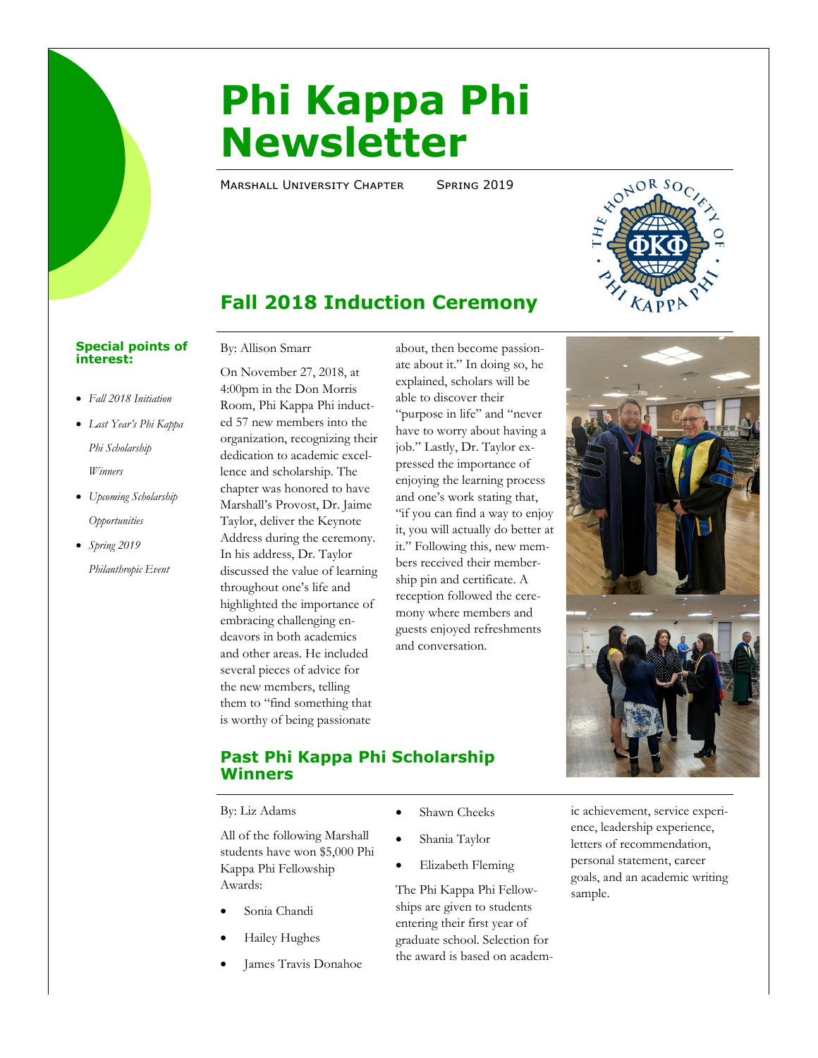# Phi Kappa Phi Newsletter

Marshall University Chapter Spring 2019

## Fall 2018 Induction Ceremony

**Special points of interest:**

- *Fall 2018 Initiation*
- *Last Year's Phi Kappa Phi Scholarship Winners*
- *Upcoming Scholarship Opportunities*
- *Spring 2019 Philanthropic Event*

By: Allison Smarr

On November 27, 2018, at 4:00pm in the Don Morris Room, Phi Kappa Phi inducted 57 new members into the organization, recognizing their dedication to academic excellence and scholarship. The chapter was honored to have Marshall's Provost, Dr. Jaime Taylor, deliver the Keynote Address during the ceremony. In his address, Dr. Taylor discussed the value of learning throughout one's life and highlighted the importance of embracing challenging endeavors in both academics and other areas. He included several pieces of advice for the new members, telling them to "find something that is worthy of being passionate about, then become passionate about it." In doing so, he explained, scholars will be able to discover their "purpose in life" and "never have to worry about having a job." Lastly, Dr. Taylor expressed the importance of enjoying the learning process and one's work stating that, "if you can find a way to enjoy it, you will actually do better at it." Following this, new members received their membership pin and certificate. A reception followed the ceremony where members and guests enjoyed refreshments and conversation.

## Past Phi Kappa Phi Scholarship Winners

By: Liz Adams

All of the following Marshall students have won $5,000 Phi Kappa Phi Fellowship Awards:

- Sonia Chandi
- Hailey Hughes
- James Travis Donahoe
- Shawn Cheeks
- Shania Taylor
- Elizabeth Fleming

The Phi Kappa Phi Fellowships are given to students entering their first year of graduate school. Selection for the award is based on academic achievement, service experience, leadership experience, letters of recommendation, personal statement, career goals, and an academic writing sample.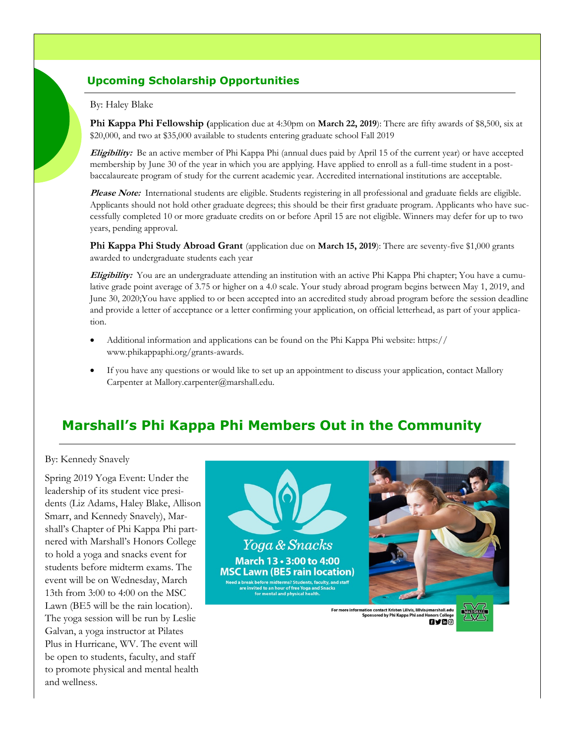## Upcoming Scholarship Opportunities

By: Haley Blake

**Phi Kappa Phi Fellowship (**application due at 4:30pm on **March 22, 2019**): There are fifty awards of $8,500, six at $20,000, and two at $35,000 available to students entering graduate school Fall 2019

***Eligibility:*** Be an active member of Phi Kappa Phi (annual dues paid by April 15 of the current year) or have accepted membership by June 30 of the year in which you are applying. Have applied to enroll as a full-time student in a post-baccalaureate program of study for the current academic year. Accredited international institutions are acceptable.

***Please Note:*** International students are eligible. Students registering in all professional and graduate fields are eligible. Applicants should not hold other graduate degrees; this should be their first graduate program. Applicants who have successfully completed 10 or more graduate credits on or before April 15 are not eligible. Winners may defer for up to two years, pending approval.

**Phi Kappa Phi Study Abroad Grant** (application due on **March 15, 2019**): There are seventy-five $1,000 grants awarded to undergraduate students each year

***Eligibility:*** You are an undergraduate attending an institution with an active Phi Kappa Phi chapter; You have a cumulative grade point average of 3.75 or higher on a 4.0 scale. Your study abroad program begins between May 1, 2019, and June 30, 2020;You have applied to or been accepted into an accredited study abroad program before the session deadline and provide a letter of acceptance or a letter confirming your application, on official letterhead, as part of your application.

- Additional information and applications can be found on the Phi Kappa Phi website: https://www.phikappaphi.org/grants-awards.
- If you have any questions or would like to set up an appointment to discuss your application, contact Mallory Carpenter at Mallory.carpenter@marshall.edu.

## Marshall's Phi Kappa Phi Members Out in the Community

By: Kennedy Snavely

Spring 2019 Yoga Event: Under the leadership of its student vice presidents (Liz Adams, Haley Blake, Allison Smarr, and Kennedy Snavely), Marshall's Chapter of Phi Kappa Phi partnered with Marshall's Honors College to hold a yoga and snacks event for students before midterm exams. The event will be on Wednesday, March 13th from 3:00 to 4:00 on the MSC Lawn (BE5 will be the rain location). The yoga session will be run by Leslie Galvan, a yoga instructor at Pilates Plus in Hurricane, WV. The event will be open to students, faculty, and staff to promote physical and mental health and wellness.

Yoga & Snacks

March 13 • 3:00 to 4:00

MSC Lawn (BE5 rain location)

Need a break before midterms? Students, faculty, and staff are invited to an hour of free Yoga and Snacks for mental and physical health.

For more information contact Kristen Lillvis, lillvis@marshall.edu

Sponsored by Phi Kappa Phi and Honors College